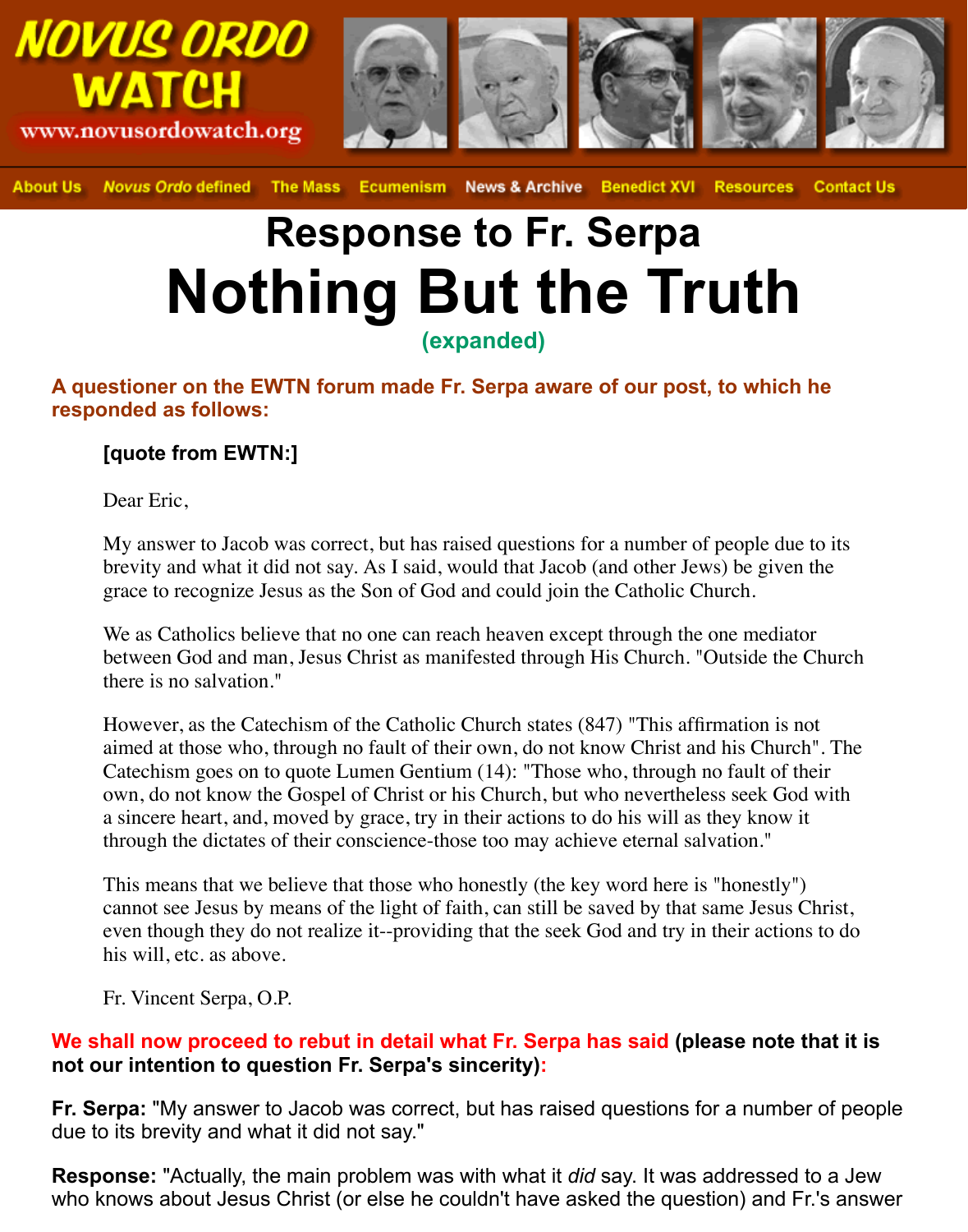# Response to Fr. Serpa

# Nothing But the Truth

(expanded)

**A questioner on the EWTN forum made Fr. Serpa aware of our post, to which he responded as follows:**

> **[quote from EWTN:]**
>
> Dear Eric,
>
> My answer to Jacob was correct, but has raised questions for a number of people due to its brevity and what it did not say. As I said, would that Jacob (and other Jews) be given the grace to recognize Jesus as the Son of God and could join the Catholic Church.
>
> We as Catholics believe that no one can reach heaven except through the one mediator between God and man, Jesus Christ as manifested through His Church. "Outside the Church there is no salvation."
>
> However, as the Catechism of the Catholic Church states (847) "This affirmation is not aimed at those who, through no fault of their own, do not know Christ and his Church". The Catechism goes on to quote Lumen Gentium (14): "Those who, through no fault of their own, do not know the Gospel of Christ or his Church, but who nevertheless seek God with a sincere heart, and, moved by grace, try in their actions to do his will as they know it through the dictates of their conscience-those too may achieve eternal salvation."
>
> This means that we believe that those who honestly (the key word here is "honestly") cannot see Jesus by means of the light of faith, can still be saved by that same Jesus Christ, even though they do not realize it--providing that the seek God and try in their actions to do his will, etc. as above.
>
> Fr. Vincent Serpa, O.P.

**We shall now proceed to rebut in detail what Fr. Serpa has said (please note that it is not our intention to question Fr. Serpa's sincerity):**

**Fr. Serpa:** "My answer to Jacob was correct, but has raised questions for a number of people due to its brevity and what it did not say."

**Response:** "Actually, the main problem was with what it *did* say. It was addressed to a Jew who knows about Jesus Christ (or else he couldn't have asked the question) and Fr.'s answer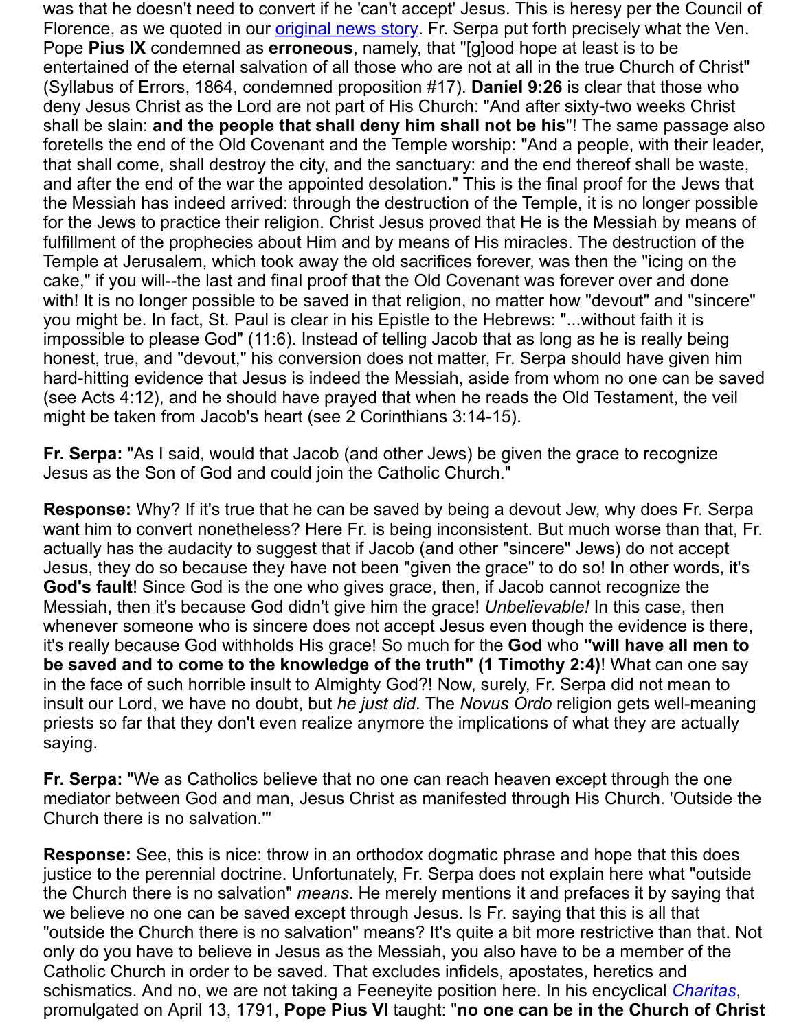was that he doesn't need to convert if he 'can't accept' Jesus. This is heresy per the Council of Florence, as we quoted in our original news story. Fr. Serpa put forth precisely what the Ven. Pope **Pius IX** condemned as **erroneous**, namely, that "[g]ood hope at least is to be entertained of the eternal salvation of all those who are not at all in the true Church of Christ" (Syllabus of Errors, 1864, condemned proposition #17). **Daniel 9:26** is clear that those who deny Jesus Christ as the Lord are not part of His Church: "And after sixty-two weeks Christ shall be slain: **and the people that shall deny him shall not be his**"! The same passage also foretells the end of the Old Covenant and the Temple worship: "And a people, with their leader, that shall come, shall destroy the city, and the sanctuary: and the end thereof shall be waste, and after the end of the war the appointed desolation." This is the final proof for the Jews that the Messiah has indeed arrived: through the destruction of the Temple, it is no longer possible for the Jews to practice their religion. Christ Jesus proved that He is the Messiah by means of fulfillment of the prophecies about Him and by means of His miracles. The destruction of the Temple at Jerusalem, which took away the old sacrifices forever, was then the "icing on the cake," if you will--the last and final proof that the Old Covenant was forever over and done with! It is no longer possible to be saved in that religion, no matter how "devout" and "sincere" you might be. In fact, St. Paul is clear in his Epistle to the Hebrews: "...without faith it is impossible to please God" (11:6). Instead of telling Jacob that as long as he is really being honest, true, and "devout," his conversion does not matter, Fr. Serpa should have given him hard-hitting evidence that Jesus is indeed the Messiah, aside from whom no one can be saved (see Acts 4:12), and he should have prayed that when he reads the Old Testament, the veil might be taken from Jacob's heart (see 2 Corinthians 3:14-15).

**Fr. Serpa:** "As I said, would that Jacob (and other Jews) be given the grace to recognize Jesus as the Son of God and could join the Catholic Church."

**Response:** Why? If it's true that he can be saved by being a devout Jew, why does Fr. Serpa want him to convert nonetheless? Here Fr. is being inconsistent. But much worse than that, Fr. actually has the audacity to suggest that if Jacob (and other "sincere" Jews) do not accept Jesus, they do so because they have not been "given the grace" to do so! In other words, it's **God's fault**! Since God is the one who gives grace, then, if Jacob cannot recognize the Messiah, then it's because God didn't give him the grace! *Unbelievable!* In this case, then whenever someone who is sincere does not accept Jesus even though the evidence is there, it's really because God withholds His grace! So much for the **God** who **"will have all men to be saved and to come to the knowledge of the truth" (1 Timothy 2:4)**! What can one say in the face of such horrible insult to Almighty God?! Now, surely, Fr. Serpa did not mean to insult our Lord, we have no doubt, but *he just did*. The *Novus Ordo* religion gets well-meaning priests so far that they don't even realize anymore the implications of what they are actually saying.

**Fr. Serpa:** "We as Catholics believe that no one can reach heaven except through the one mediator between God and man, Jesus Christ as manifested through His Church. 'Outside the Church there is no salvation.'"

**Response:** See, this is nice: throw in an orthodox dogmatic phrase and hope that this does justice to the perennial doctrine. Unfortunately, Fr. Serpa does not explain here what "outside the Church there is no salvation" *means*. He merely mentions it and prefaces it by saying that we believe no one can be saved except through Jesus. Is Fr. saying that this is all that "outside the Church there is no salvation" means? It's quite a bit more restrictive than that. Not only do you have to believe in Jesus as the Messiah, you also have to be a member of the Catholic Church in order to be saved. That excludes infidels, apostates, heretics and schismatics. And no, we are not taking a Feeneyite position here. In his encyclical *Charitas*, promulgated on April 13, 1791, **Pope Pius VI** taught: "**no one can be in the Church of Christ**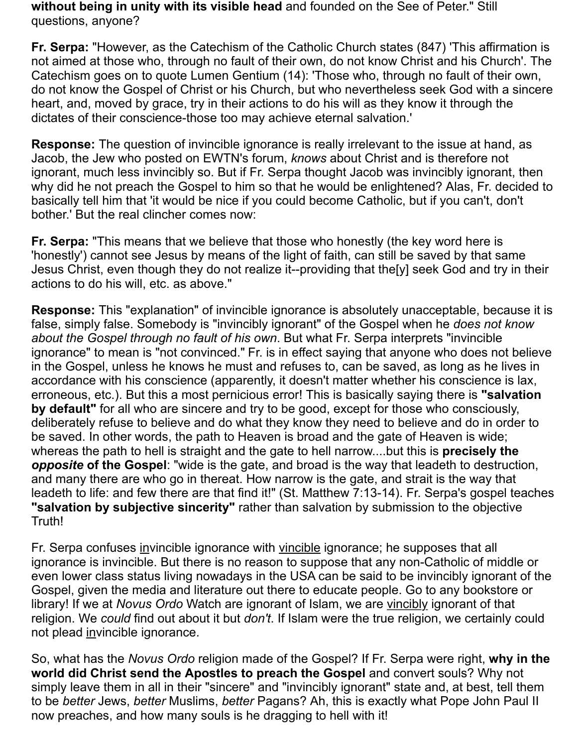**without being in unity with its visible head** and founded on the See of Peter." Still questions, anyone?

**Fr. Serpa:** "However, as the Catechism of the Catholic Church states (847) 'This affirmation is not aimed at those who, through no fault of their own, do not know Christ and his Church'. The Catechism goes on to quote Lumen Gentium (14): 'Those who, through no fault of their own, do not know the Gospel of Christ or his Church, but who nevertheless seek God with a sincere heart, and, moved by grace, try in their actions to do his will as they know it through the dictates of their conscience-those too may achieve eternal salvation.'

**Response:** The question of invincible ignorance is really irrelevant to the issue at hand, as Jacob, the Jew who posted on EWTN's forum, *knows* about Christ and is therefore not ignorant, much less invincibly so. But if Fr. Serpa thought Jacob was invincibly ignorant, then why did he not preach the Gospel to him so that he would be enlightened? Alas, Fr. decided to basically tell him that 'it would be nice if you could become Catholic, but if you can't, don't bother.' But the real clincher comes now:

**Fr. Serpa:** "This means that we believe that those who honestly (the key word here is 'honestly') cannot see Jesus by means of the light of faith, can still be saved by that same Jesus Christ, even though they do not realize it--providing that the[y] seek God and try in their actions to do his will, etc. as above."

**Response:** This "explanation" of invincible ignorance is absolutely unacceptable, because it is false, simply false. Somebody is "invincibly ignorant" of the Gospel when he *does not know about the Gospel through no fault of his own*. But what Fr. Serpa interprets "invincible ignorance" to mean is "not convinced." Fr. is in effect saying that anyone who does not believe in the Gospel, unless he knows he must and refuses to, can be saved, as long as he lives in accordance with his conscience (apparently, it doesn't matter whether his conscience is lax, erroneous, etc.). But this a most pernicious error! This is basically saying there is **"salvation by default"** for all who are sincere and try to be good, except for those who consciously, deliberately refuse to believe and do what they know they need to believe and do in order to be saved. In other words, the path to Heaven is broad and the gate of Heaven is wide; whereas the path to hell is straight and the gate to hell narrow....but this is **precisely the *opposite* of the Gospel**: "wide is the gate, and broad is the way that leadeth to destruction, and many there are who go in thereat. How narrow is the gate, and strait is the way that leadeth to life: and few there are that find it!" (St. Matthew 7:13-14). Fr. Serpa's gospel teaches **"salvation by subjective sincerity"** rather than salvation by submission to the objective Truth!

Fr. Serpa confuses <u>in</u>vincible ignorance with <u>vincible</u> ignorance; he supposes that all ignorance is invincible. But there is no reason to suppose that any non-Catholic of middle or even lower class status living nowadays in the USA can be said to be invincibly ignorant of the Gospel, given the media and literature out there to educate people. Go to any bookstore or library! If we at *Novus Ordo* Watch are ignorant of Islam, we are <u>vincibly</u> ignorant of that religion. We *could* find out about it but *don't*. If Islam were the true religion, we certainly could not plead <u>in</u>vincible ignorance.

So, what has the *Novus Ordo* religion made of the Gospel? If Fr. Serpa were right, **why in the world did Christ send the Apostles to preach the Gospel** and convert souls? Why not simply leave them in all in their "sincere" and "invincibly ignorant" state and, at best, tell them to be *better* Jews, *better* Muslims, *better* Pagans? Ah, this is exactly what Pope John Paul II now preaches, and how many souls is he dragging to hell with it!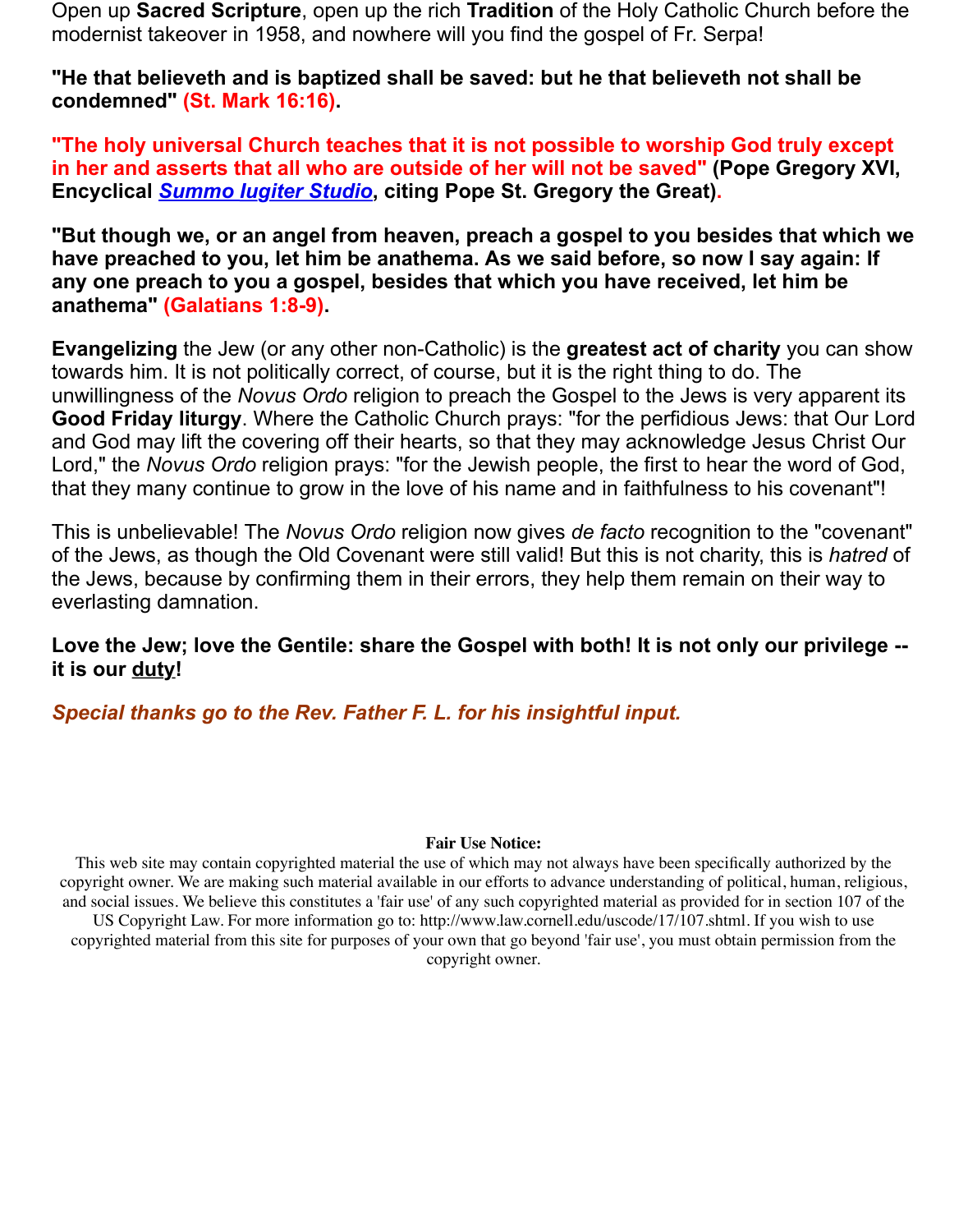Open up **Sacred Scripture**, open up the rich **Tradition** of the Holy Catholic Church before the modernist takeover in 1958, and nowhere will you find the gospel of Fr. Serpa!

**"He that believeth and is baptized shall be saved: but he that believeth not shall be condemned" (St. Mark 16:16).**

**"The holy universal Church teaches that it is not possible to worship God truly except in her and asserts that all who are outside of her will not be saved" (Pope Gregory XVI, Encyclical *Summo Iugiter Studio*, citing Pope St. Gregory the Great).**

**"But though we, or an angel from heaven, preach a gospel to you besides that which we have preached to you, let him be anathema. As we said before, so now I say again: If any one preach to you a gospel, besides that which you have received, let him be anathema" (Galatians 1:8-9).**

**Evangelizing** the Jew (or any other non-Catholic) is the **greatest act of charity** you can show towards him. It is not politically correct, of course, but it is the right thing to do. The unwillingness of the *Novus Ordo* religion to preach the Gospel to the Jews is very apparent its **Good Friday liturgy**. Where the Catholic Church prays: "for the perfidious Jews: that Our Lord and God may lift the covering off their hearts, so that they may acknowledge Jesus Christ Our Lord," the *Novus Ordo* religion prays: "for the Jewish people, the first to hear the word of God, that they many continue to grow in the love of his name and in faithfulness to his covenant"!

This is unbelievable! The *Novus Ordo* religion now gives *de facto* recognition to the "covenant" of the Jews, as though the Old Covenant were still valid! But this is not charity, this is *hatred* of the Jews, because by confirming them in their errors, they help them remain on their way to everlasting damnation.

**Love the Jew; love the Gentile: share the Gospel with both! It is not only our privilege -- it is our duty!**

***Special thanks go to the Rev. Father F. L. for his insightful input.***

**Fair Use Notice:**

This web site may contain copyrighted material the use of which may not always have been specifically authorized by the copyright owner. We are making such material available in our efforts to advance understanding of political, human, religious, and social issues. We believe this constitutes a 'fair use' of any such copyrighted material as provided for in section 107 of the US Copyright Law. For more information go to: http://www.law.cornell.edu/uscode/17/107.shtml. If you wish to use copyrighted material from this site for purposes of your own that go beyond 'fair use', you must obtain permission from the copyright owner.